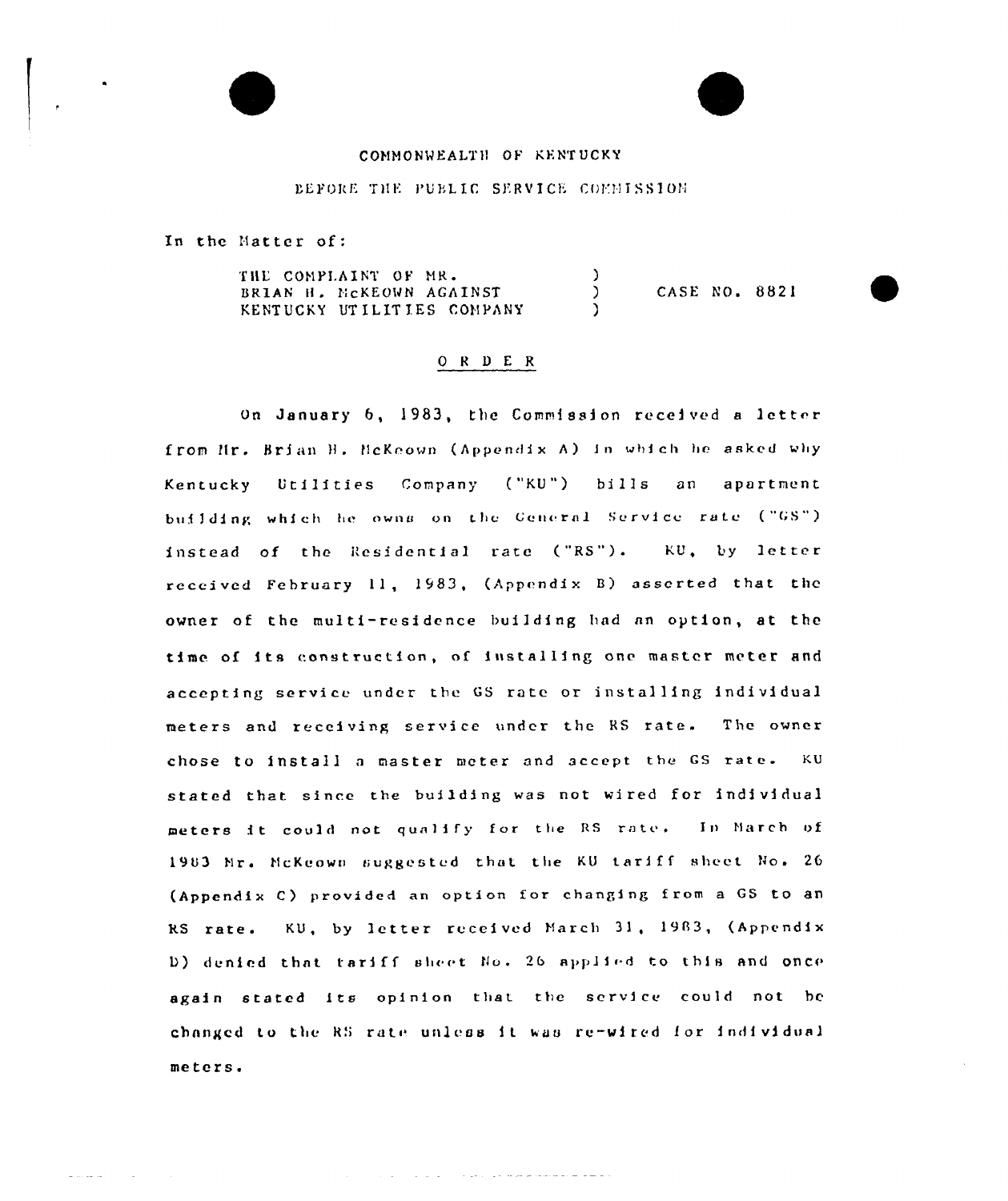COMMONWEALTH OF KENTUCKY

BEFORE THE PUBLIC SERVICE COMMISSION

In the Matter of:

THE COMPLAINT OF MR. BRIAN H. McKEOWN AGAINST KENTUCKY UTILITIES COMPANY ) CASE NO. 8821

## O R D E R

On January 6, 1983, the Commission received a letter from Mr. Brian H. McKeown (Appendix A) in which he asked why Kentucky Utilities Company ("KU") bills an apartment building which he owns on the General Service rate ("GS") instead of the Residential rate ("RS"). KU, by letter received February 11, 1983, (Appendix B) asserted that the owner of the multi-residence building had an option, at the time of its construction, of installing one master meter and accepting service under the GS rate or installing individual meters and receiving service under the RS rate. The owner chose to install a master meter and accept the GS rate. KU stated that since the building was not wired for individual meters it could not qualify for the RS rate. In March of 1983 Mr. McKeown suggested that the KU tariff sheet No. 26 (Appendix C) provided an option for changing from a GS to an RS rate. KU, by letter received March 31, 1983, (Appendix D) denied that tariff sheet No. 26 applied to this and once again stated its opinion that the service could not be changed to the RS rate unless it was re-wired for individual meters.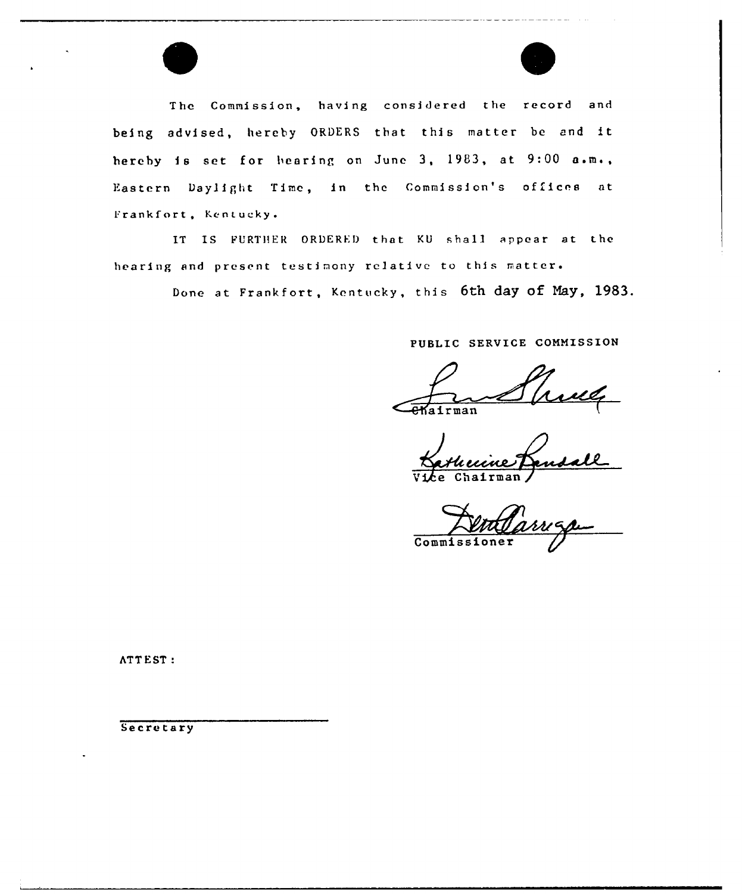The Commission, having considered the record and being advised, hereby ORDERS that this matter be and it hereby is set for hearing on June 3, 1983, at 9:00 a.m., Eastern Daylight Time, in the Commission's offices at Frankfort, Kentucky.

IT IS FURTHER ORDERED that KU shall appear at the hearing and present testimony relative to this matter.

Done at Frankfort, Kentucky, this 6th day of May, 1983.

PUBLIC SERVICE COMMISSION

Chairman

Vice Chairman

Commissioner

ATTEST:

Secretary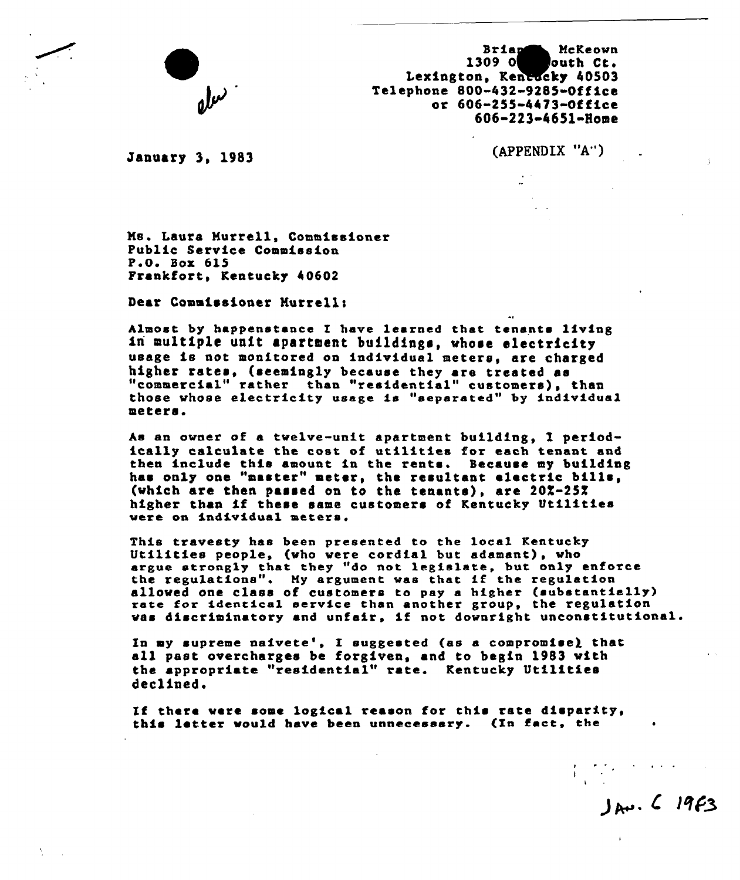Brian McKeown
1309 O outh Ct.
Lexington, Kentucky 40503
Telephone 800-432-9285-Office
or 606-255-4473-Office
606-223-4651-Home

January 3, 1983

(APPENDIX "A")

Ms. Laura Murrell, Commissioner
Public Service Commission
P.O. Box 615
Frankfort, Kentucky 40602

Dear Commissioner Murrell:

Almost by happenstance I have learned that tenants living in multiple unit apartment buildings, whose electricity usage is not monitored on individual meters, are charged higher rates, (seemingly because they are treated as "commercial" rather than "residential" customers), than those whose electricity usage is "separated" by individual meters.

As an owner of a twelve-unit apartment building, I periodically calculate the cost of utilities for each tenant and then include this amount in the rents. Because my building has only one "master" meter, the resultant electric bills, (which are then passed on to the tenants), are 20%-25% higher than if these same customers of Kentucky Utilities were on individual meters.

This travesty has been presented to the local Kentucky Utilities people, (who were cordial but adamant), who argue strongly that they "do not legislate, but only enforce the regulations". My argument was that if the regulation allowed one class of customers to pay a higher (substantially) rate for identical service than another group, the regulation was discriminatory and unfair, if not downright unconstitutional.

In my supreme naivete', I suggested (as a compromise) that all past overcharges be forgiven, and to begin 1983 with the appropriate "residential" rate. Kentucky Utilities declined.

If there were some logical reason for this rate disparity, this letter would have been unnecessary. (In fact, the

JAN. 6 1983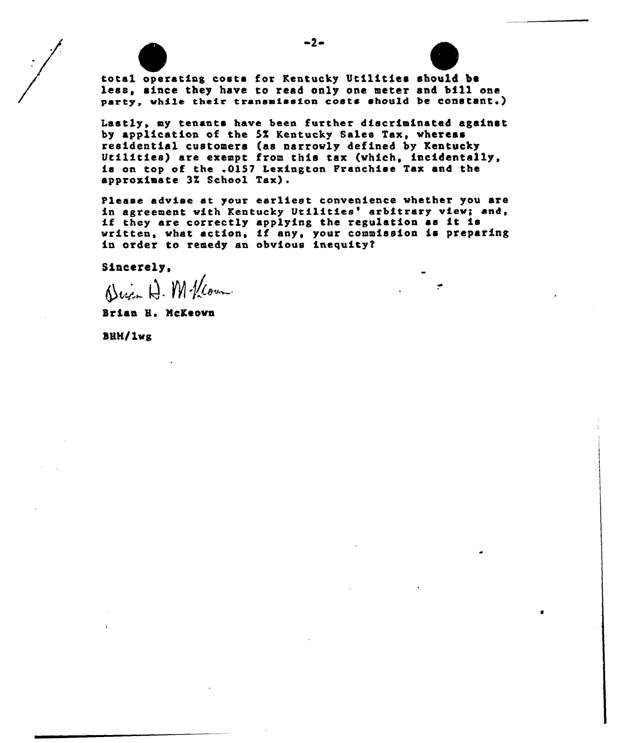total operating costs for Kentucky Utilities should be less, since they have to read only one meter and bill one party, while their transmission costs should be constant.)

Lastly, my tenants have been further discriminated against by application of the 5% Kentucky Sales Tax, whereas residential customers (as narrowly defined by Kentucky Utilities) are exempt from this tax (which, incidentally, is on top of the .0157 Lexington Franchise Tax and the approximate 3% School Tax).

Please advise at your earliest convenience whether you are in agreement with Kentucky Utilities' arbitrary view; and, if they are correctly applying the regulation as it is written, what action, if any, your commission is preparing in order to remedy an obvious inequity?

Sincerely,

Brian H. McKeown

Brian H. McKeown

BHM/lwg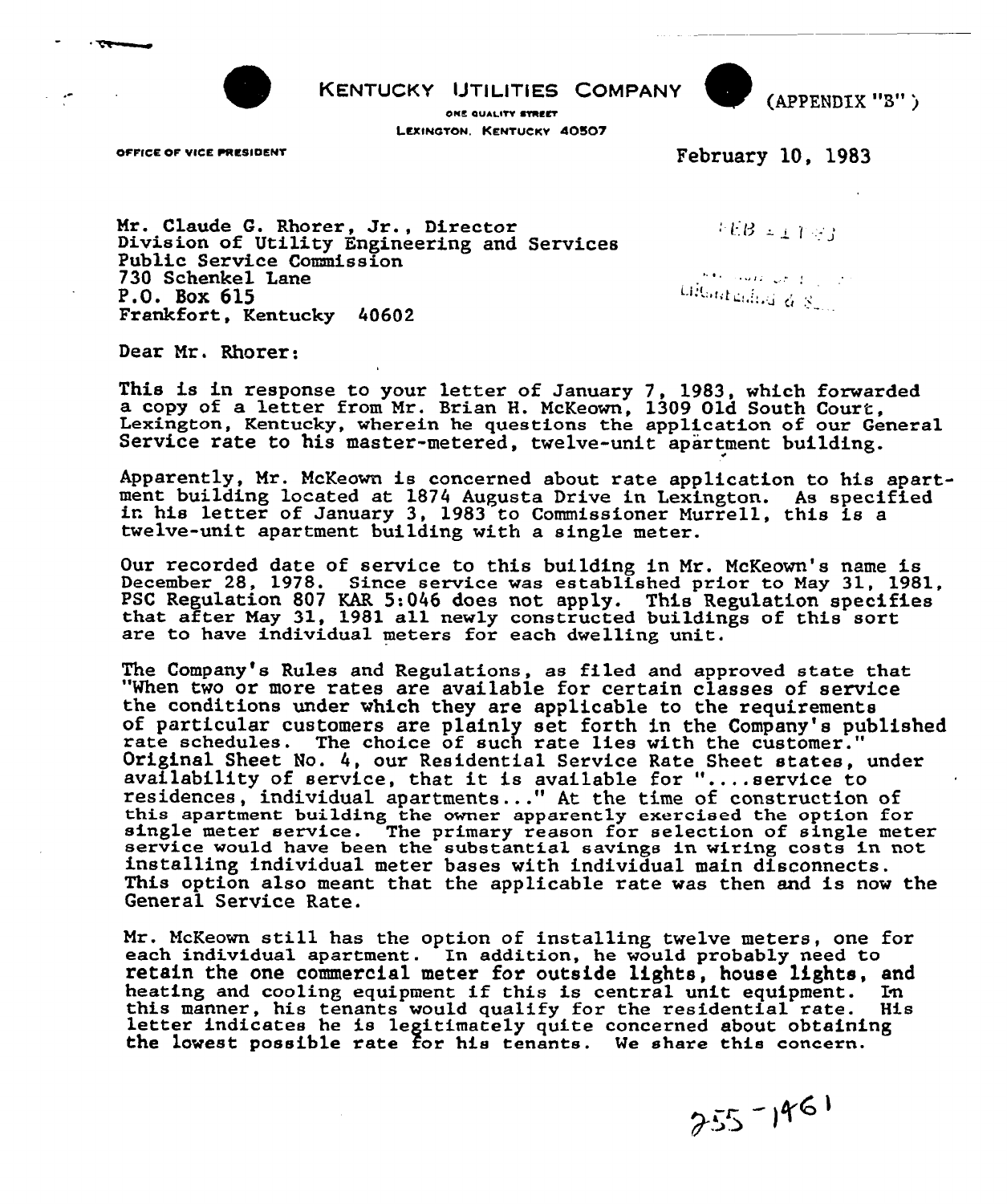KENTUCKY UTILITIES COMPANY

(APPENDIX "B")

ONE QUALITY STREET
LEXINGTON, KENTUCKY 40507

OFFICE OF VICE PRESIDENT

February 10, 1983

Mr. Claude G. Rhorer, Jr., Director
Division of Utility Engineering and Services
Public Service Commission
730 Schenkel Lane
P.O. Box 615
Frankfort, Kentucky 40602

Dear Mr. Rhorer:

This is in response to your letter of January 7, 1983, which forwarded a copy of a letter from Mr. Brian H. McKeown, 1309 Old South Court, Lexington, Kentucky, wherein he questions the application of our General Service rate to his master-metered, twelve-unit apartment building.

Apparently, Mr. McKeown is concerned about rate application to his apartment building located at 1874 Augusta Drive in Lexington. As specified in his letter of January 3, 1983 to Commissioner Murrell, this is a twelve-unit apartment building with a single meter.

Our recorded date of service to this building in Mr. McKeown's name is December 28, 1978. Since service was established prior to May 31, 1981, PSC Regulation 807 KAR 5:046 does not apply. This Regulation specifies that after May 31, 1981 all newly constructed buildings of this sort are to have individual meters for each dwelling unit.

The Company's Rules and Regulations, as filed and approved state that "When two or more rates are available for certain classes of service the conditions under which they are applicable to the requirements of particular customers are plainly set forth in the Company's published rate schedules. The choice of such rate lies with the customer." Original Sheet No. 4, our Residential Service Rate Sheet states, under availability of service, that it is available for "....service to residences, individual apartments..." At the time of construction of this apartment building the owner apparently exercised the option for single meter service. The primary reason for selection of single meter service would have been the substantial savings in wiring costs in not installing individual meter bases with individual main disconnects. This option also meant that the applicable rate was then and is now the General Service Rate.

Mr. McKeown still has the option of installing twelve meters, one for each individual apartment. In addition, he would probably need to retain the one commercial meter for outside lights, house lights, and heating and cooling equipment if this is central unit equipment. In this manner, his tenants would qualify for the residential rate. His letter indicates he is legitimately quite concerned about obtaining the lowest possible rate for his tenants. We share this concern.

255-1461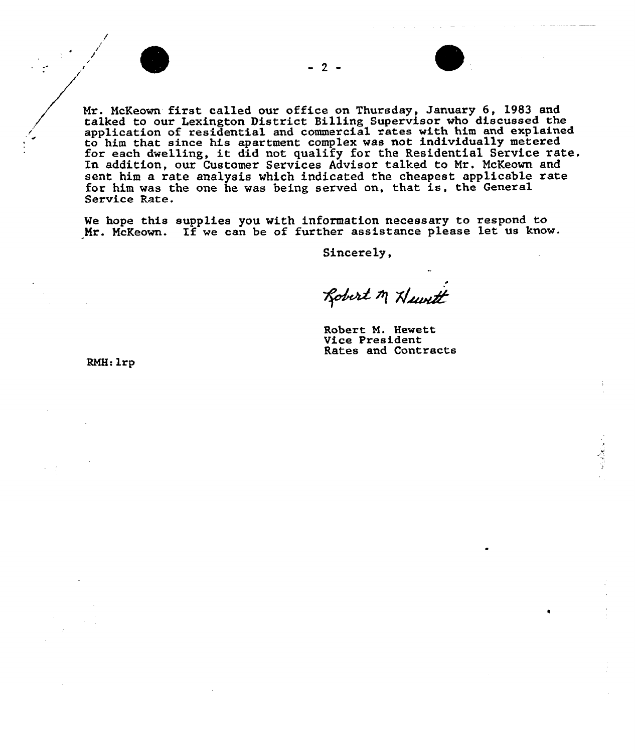Mr. McKeown first called our office on Thursday, January 6, 1983 and talked to our Lexington District Billing Supervisor who discussed the application of residential and commercial rates with him and explained to him that since his apartment complex was not individually metered for each dwelling, it did not qualify for the Residential Service rate. In addition, our Customer Services Advisor talked to Mr. McKeown and sent him a rate analysis which indicated the cheapest applicable rate for him was the one he was being served on, that is, the General Service Rate.

We hope this supplies you with information necessary to respond to Mr. McKeown. If we can be of further assistance please let us know.

Sincerely,

Robert M. Hewett

Robert M. Hewett
Vice President
Rates and Contracts

RMH:lrp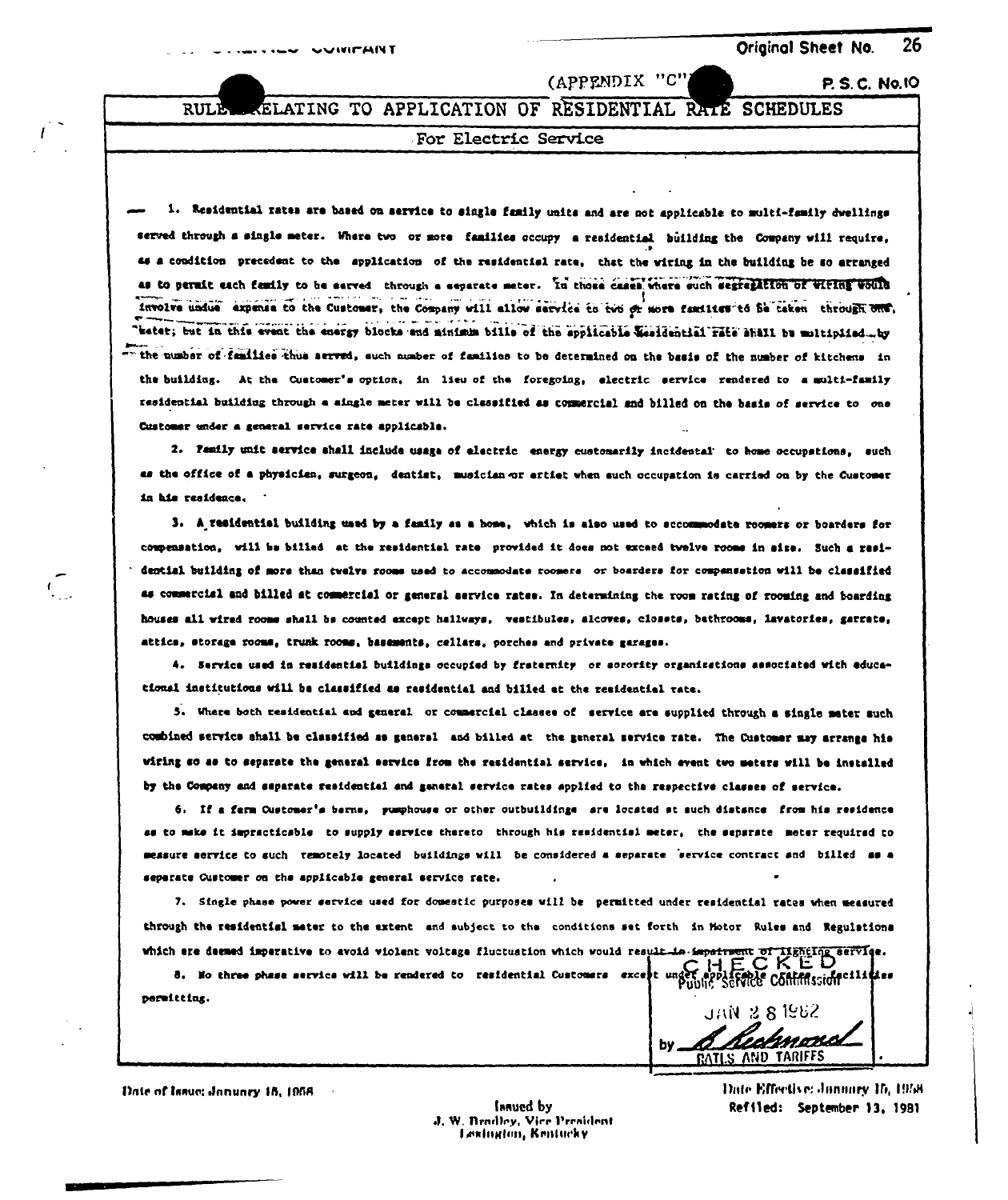(APPENDIX "C")

P. S. C. No. 10

# RULES RELATING TO APPLICATION OF RESIDENTIAL RATE SCHEDULES

## For Electric Service

1. Residential rates are based on service to single family units and are not applicable to multi-family dwellings served through a single meter. Where two or more families occupy a residential building the Company will require, as a condition precedent to the application of the residential rate, that the wiring in the building be so arranged as to permit each family to be served through a separate meter. In those cases where such segregation of wiring would involve undue expense to the Customer, the Company will allow service to two or more families to be taken through one meter; but in this event the energy blocks and minimum bills of the applicable Residential rate shall be multiplied by the number of families thus served, such number of families to be determined on the basis of the number of kitchens in the building. At the Customer's option, in lieu of the foregoing, electric service rendered to a multi-family residential building through a single meter will be classified as commercial and billed on the basis of service to one Customer under a general service rate applicable.

2. Family unit service shall include usage of electric energy customarily incidental to home occupations, such as the office of a physician, surgeon, dentist, musician or artist when such occupation is carried on by the Customer in his residence.

3. A residential building used by a family as a home, which is also used to accommodate roomers or boarders for compensation, will be billed at the residential rate provided it does not exceed twelve rooms in size. Such a residential building of more than twelve rooms used to accommodate roomers or boarders for compensation will be classified as commercial and billed at commercial or general service rates. In determining the room rating of rooming and boarding houses all wired rooms shall be counted except hallways, vestibules, alcoves, closets, bathrooms, lavatories, garrets, attics, storage rooms, trunk rooms, basements, cellars, porches and private garages.

4. Service used in residential buildings occupied by fraternity or sorority organizations associated with educational institutions will be classified as residential and billed at the residential rate.

5. Where both residential and general or commercial classes of service are supplied through a single meter such combined service shall be classified as general and billed at the general service rate. The Customer may arrange his wiring so as to separate the general service from the residential service, in which event two meters will be installed by the Company and separate residential and general service rates applied to the respective classes of service.

6. If a farm Customer's barns, pumphouse or other outbuildings are located at such distance from his residence as to make it impracticable to supply service thereto through his residential meter, the separate meter required to measure service to such remotely located buildings will be considered a separate service contract and billed as a separate Customer on the applicable general service rate.

7. Single phase power service used for domestic purposes will be permitted under residential rates when measured through the residential meter to the extent and subject to the conditions set forth in Motor Rules and Regulations which are deemed imperative to avoid violent voltage fluctuation which would result in impairment of lighting service.

8. No three phase service will be rendered to residential Customers except under applicable rates, facilities permitting.

CHECKED
Public Service Commission
JAN 28 1982
by B Richmond
RATES AND TARIFFS

Date of Issue: January 15, 1958

Issued by
J. W. Bradley, Vice President
Lexington, Kentucky

Date Effective: January 15, 1958
Refiled: September 13, 1981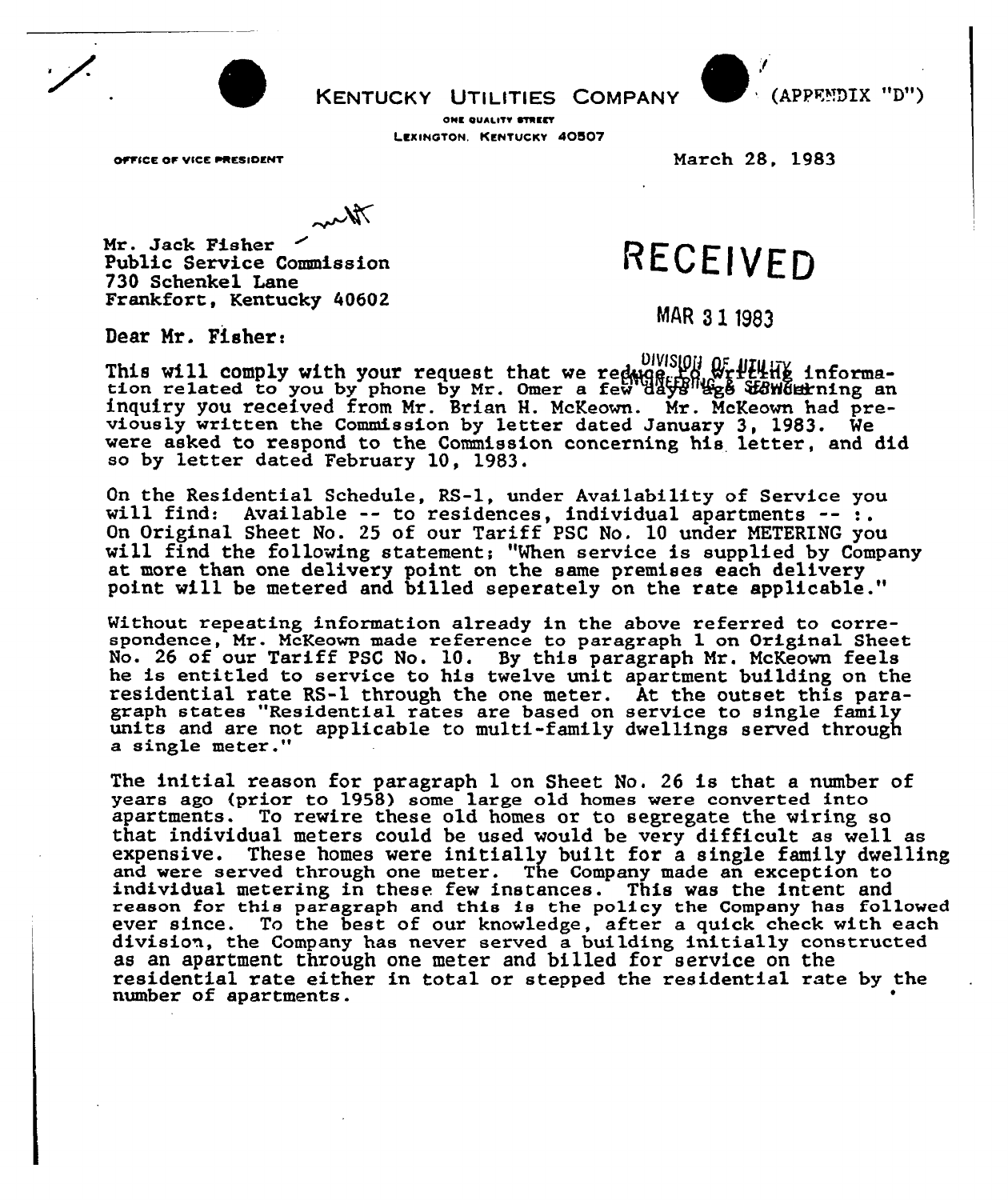(APPENDIX "D")

KENTUCKY UTILITIES COMPANY

ONE QUALITY STREET

LEXINGTON, KENTUCKY 40507

OFFICE OF VICE PRESIDENT

March 28, 1983

Mr. Jack Fisher
Public Service Commission
730 Schenkel Lane
Frankfort, Kentucky 40602

RECEIVED

MAR 31 1983

DIVISION OF UTILITY ENGINEERING & SERVICES

Dear Mr. Fisher:

This will comply with your request that we reduce to writing information related to you by phone by Mr. Omer a few days ago concerning an inquiry you received from Mr. Brian H. McKeown. Mr. McKeown had previously written the Commission by letter dated January 3, 1983. We were asked to respond to the Commission concerning his letter, and did so by letter dated February 10, 1983.

On the Residential Schedule, RS-1, under Availability of Service you will find: Available -- to residences, individual apartments -- :. On Original Sheet No. 25 of our Tariff PSC No. 10 under METERING you will find the following statement; "When service is supplied by Company at more than one delivery point on the same premises each delivery point will be metered and billed seperately on the rate applicable."

Without repeating information already in the above referred to correspondence, Mr. McKeown made reference to paragraph 1 on Original Sheet No. 26 of our Tariff PSC No. 10. By this paragraph Mr. McKeown feels he is entitled to service to his twelve unit apartment building on the residential rate RS-1 through the one meter. At the outset this paragraph states "Residential rates are based on service to single family units and are not applicable to multi-family dwellings served through a single meter."

The initial reason for paragraph 1 on Sheet No. 26 is that a number of years ago (prior to 1958) some large old homes were converted into apartments. To rewire these old homes or to segregate the wiring so that individual meters could be used would be very difficult as well as expensive. These homes were initially built for a single family dwelling and were served through one meter. The Company made an exception to individual metering in these few instances. This was the intent and reason for this paragraph and this is the policy the Company has followed ever since. To the best of our knowledge, after a quick check with each division, the Company has never served a building initially constructed as an apartment through one meter and billed for service on the residential rate either in total or stepped the residential rate by the number of apartments.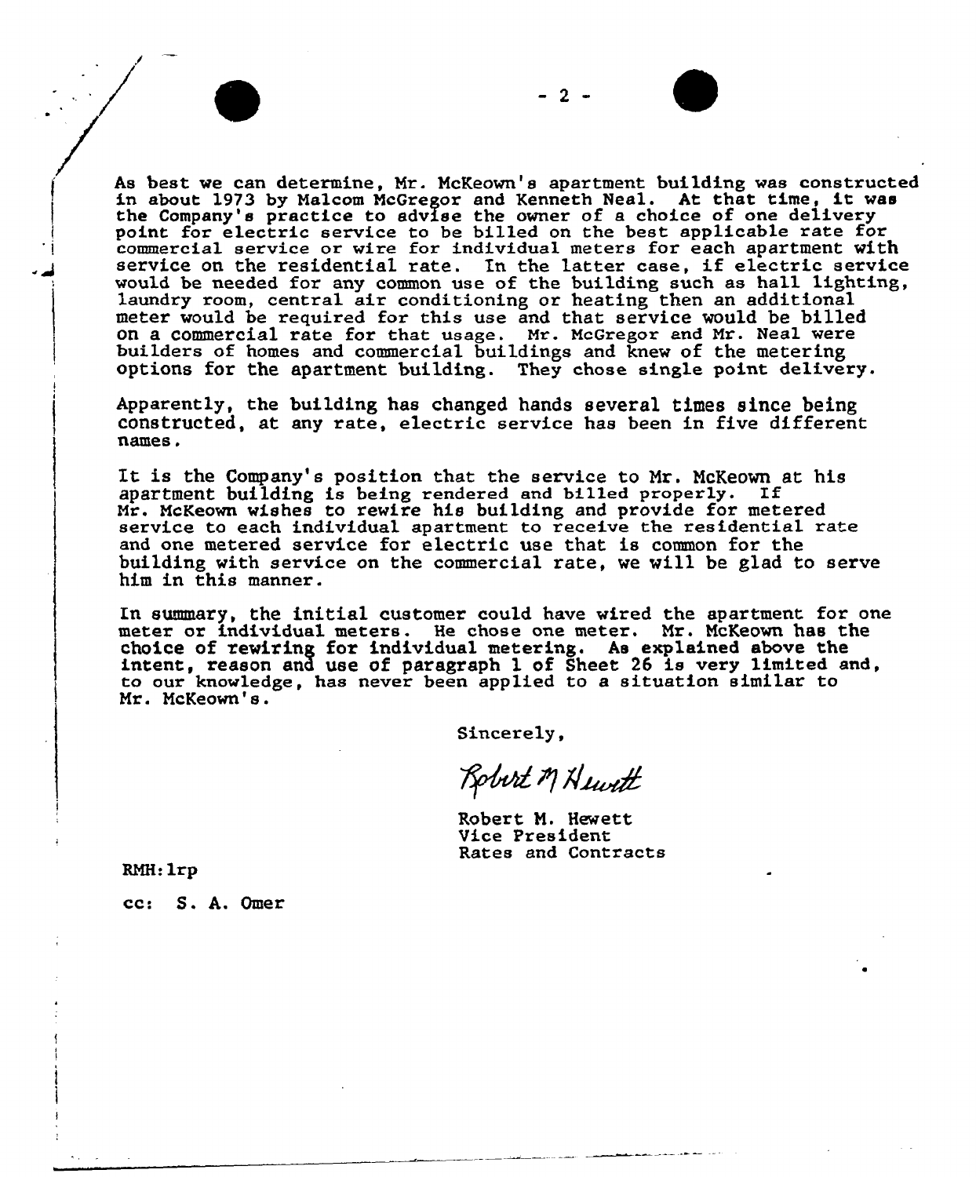As best we can determine, Mr. McKeown's apartment building was constructed in about 1973 by Malcom McGregor and Kenneth Neal. At that time, it was the Company's practice to advise the owner of a choice of one delivery point for electric service to be billed on the best applicable rate for commercial service or wire for individual meters for each apartment with service on the residential rate. In the latter case, if electric service would be needed for any common use of the building such as hall lighting, laundry room, central air conditioning or heating then an additional meter would be required for this use and that service would be billed on a commercial rate for that usage. Mr. McGregor and Mr. Neal were builders of homes and commercial buildings and knew of the metering options for the apartment building. They chose single point delivery.

Apparently, the building has changed hands several times since being constructed, at any rate, electric service has been in five different names.

It is the Company's position that the service to Mr. McKeown at his apartment building is being rendered and billed properly. If Mr. McKeown wishes to rewire his building and provide for metered service to each individual apartment to receive the residential rate and one metered service for electric use that is common for the building with service on the commercial rate, we will be glad to serve him in this manner.

In summary, the initial customer could have wired the apartment for one meter or individual meters. He chose one meter. Mr. McKeown has the choice of rewiring for individual metering. As explained above the intent, reason and use of paragraph 1 of Sheet 26 is very limited and, to our knowledge, has never been applied to a situation similar to Mr. McKeown's.

Sincerely,

Robert M. Hewett

Robert M. Hewett
Vice President
Rates and Contracts

RMH:lrp

cc: S. A. Omer